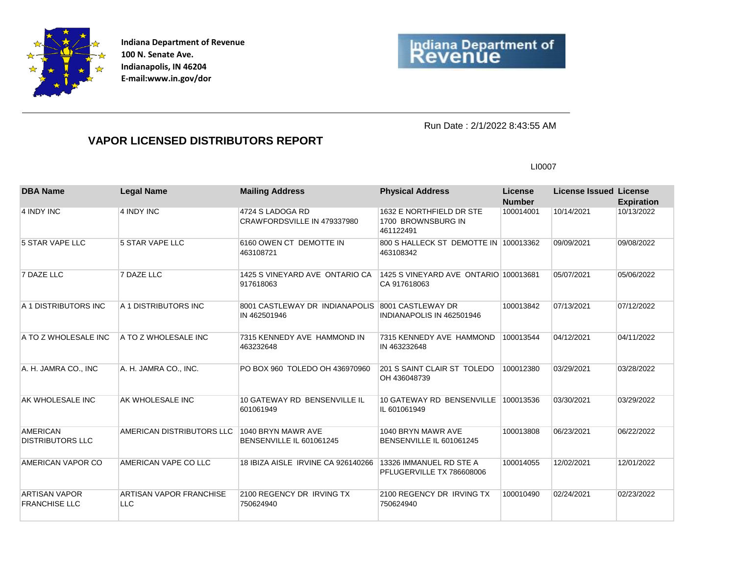**Indiana Department of Revenue**
**100 N. Senate Ave.**
**Indianapolis, IN 46204**
**E-mail:www.in.gov/dor**

Indiana Department of Revenue

Run Date : 2/1/2022 8:43:55 AM

## VAPOR LICENSED DISTRIBUTORS REPORT

LI0007

| DBA Name | Legal Name | Mailing Address | Physical Address | License Number | License Issued | License Expiration |
|---|---|---|---|---|---|---|
| 4 INDY INC | 4 INDY INC | 4724 S LADOGA RD CRAWFORDSVILLE IN 479337980 | 1632 E NORTHFIELD DR STE 1700 BROWNSBURG IN 461122491 | 100014001 | 10/14/2021 | 10/13/2022 |
| 5 STAR VAPE LLC | 5 STAR VAPE LLC | 6160 OWEN CT DEMOTTE IN 463108721 | 800 S HALLECK ST DEMOTTE IN 463108342 | 100013362 | 09/09/2021 | 09/08/2022 |
| 7 DAZE LLC | 7 DAZE LLC | 1425 S VINEYARD AVE ONTARIO CA 917618063 | 1425 S VINEYARD AVE ONTARIO CA 917618063 | 100013681 | 05/07/2021 | 05/06/2022 |
| A 1 DISTRIBUTORS INC | A 1 DISTRIBUTORS INC | 8001 CASTLEWAY DR INDIANAPOLIS IN 462501946 | 8001 CASTLEWAY DR INDIANAPOLIS IN 462501946 | 100013842 | 07/13/2021 | 07/12/2022 |
| A TO Z WHOLESALE INC | A TO Z WHOLESALE INC | 7315 KENNEDY AVE HAMMOND IN 463232648 | 7315 KENNEDY AVE HAMMOND IN 463232648 | 100013544 | 04/12/2021 | 04/11/2022 |
| A. H. JAMRA CO., INC | A. H. JAMRA CO., INC. | PO BOX 960 TOLEDO OH 436970960 | 201 S SAINT CLAIR ST TOLEDO OH 436048739 | 100012380 | 03/29/2021 | 03/28/2022 |
| AK WHOLESALE INC | AK WHOLESALE INC | 10 GATEWAY RD BENSENVILLE IL 601061949 | 10 GATEWAY RD BENSENVILLE IL 601061949 | 100013536 | 03/30/2021 | 03/29/2022 |
| AMERICAN DISTRIBUTORS LLC | AMERICAN DISTRIBUTORS LLC | 1040 BRYN MAWR AVE BENSENVILLE IL 601061245 | 1040 BRYN MAWR AVE BENSENVILLE IL 601061245 | 100013808 | 06/23/2021 | 06/22/2022 |
| AMERICAN VAPOR CO | AMERICAN VAPE CO LLC | 18 IBIZA AISLE IRVINE CA 926140266 | 13326 IMMANUEL RD STE A PFLUGERVILLE TX 786608006 | 100014055 | 12/02/2021 | 12/01/2022 |
| ARTISAN VAPOR FRANCHISE LLC | ARTISAN VAPOR FRANCHISE LLC | 2100 REGENCY DR IRVING TX 750624940 | 2100 REGENCY DR IRVING TX 750624940 | 100010490 | 02/24/2021 | 02/23/2022 |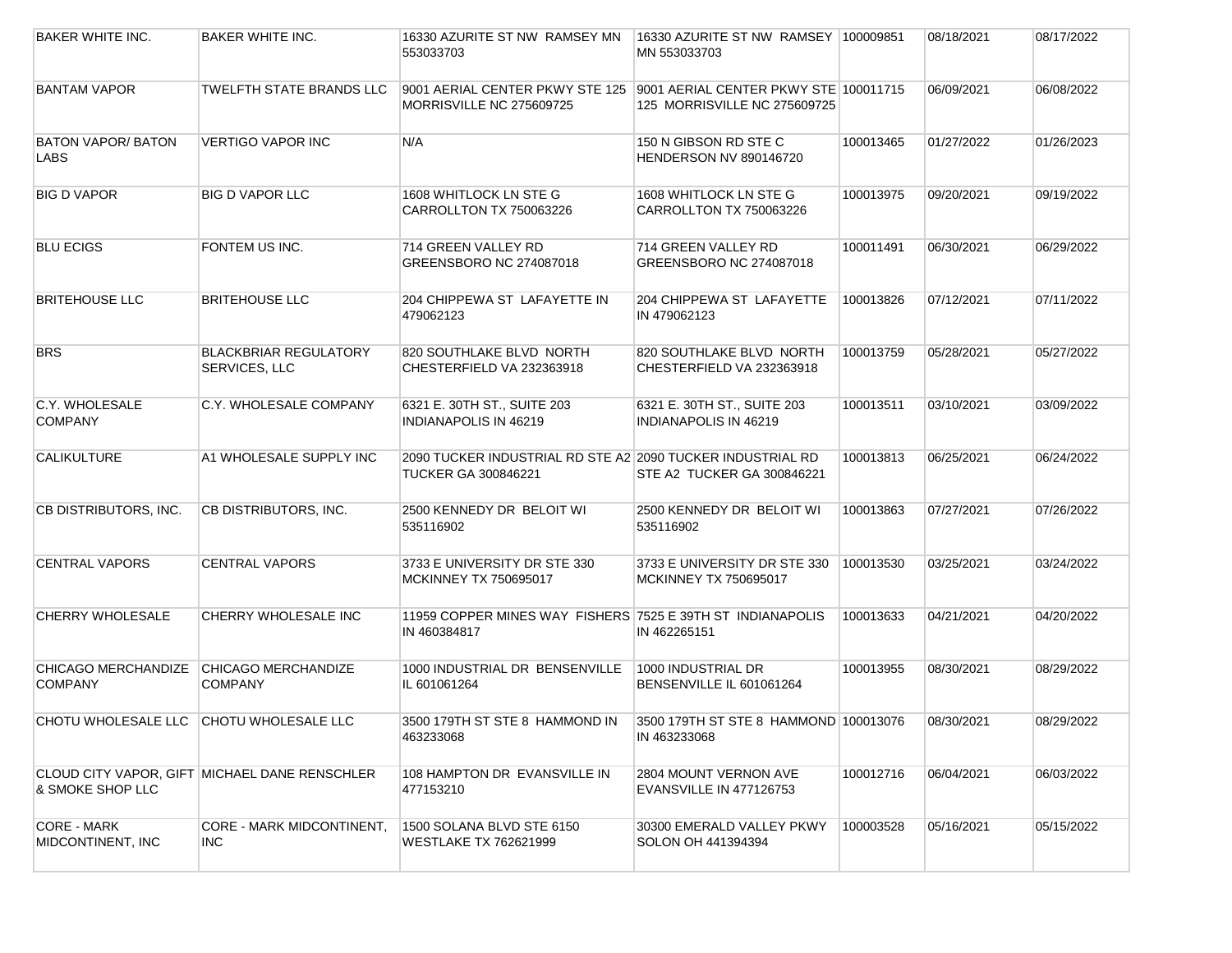| BAKER WHITE INC. | BAKER WHITE INC. | 16330 AZURITE ST NW RAMSEY MN 553033703 | 16330 AZURITE ST NW RAMSEY MN 553033703 | 100009851 | 08/18/2021 | 08/17/2022 |
|---|---|---|---|---|---|---|
| BANTAM VAPOR | TWELFTH STATE BRANDS LLC | 9001 AERIAL CENTER PKWY STE 125 MORRISVILLE NC 275609725 | 9001 AERIAL CENTER PKWY STE 125 MORRISVILLE NC 275609725 | 100011715 | 06/09/2021 | 06/08/2022 |
| BATON VAPOR/ BATON LABS | VERTIGO VAPOR INC | N/A | 150 N GIBSON RD STE C HENDERSON NV 890146720 | 100013465 | 01/27/2022 | 01/26/2023 |
| BIG D VAPOR | BIG D VAPOR LLC | 1608 WHITLOCK LN STE G CARROLLTON TX 750063226 | 1608 WHITLOCK LN STE G CARROLLTON TX 750063226 | 100013975 | 09/20/2021 | 09/19/2022 |
| BLU ECIGS | FONTEM US INC. | 714 GREEN VALLEY RD GREENSBORO NC 274087018 | 714 GREEN VALLEY RD GREENSBORO NC 274087018 | 100011491 | 06/30/2021 | 06/29/2022 |
| BRITEHOUSE LLC | BRITEHOUSE LLC | 204 CHIPPEWA ST LAFAYETTE IN 479062123 | 204 CHIPPEWA ST LAFAYETTE IN 479062123 | 100013826 | 07/12/2021 | 07/11/2022 |
| BRS | BLACKBRIAR REGULATORY SERVICES, LLC | 820 SOUTHLAKE BLVD NORTH CHESTERFIELD VA 232363918 | 820 SOUTHLAKE BLVD NORTH CHESTERFIELD VA 232363918 | 100013759 | 05/28/2021 | 05/27/2022 |
| C.Y. WHOLESALE COMPANY | C.Y. WHOLESALE COMPANY | 6321 E. 30TH ST., SUITE 203 INDIANAPOLIS IN 46219 | 6321 E. 30TH ST., SUITE 203 INDIANAPOLIS IN 46219 | 100013511 | 03/10/2021 | 03/09/2022 |
| CALIKULTURE | A1 WHOLESALE SUPPLY INC | 2090 TUCKER INDUSTRIAL RD STE A2 TUCKER GA 300846221 | 2090 TUCKER INDUSTRIAL RD STE A2 TUCKER GA 300846221 | 100013813 | 06/25/2021 | 06/24/2022 |
| CB DISTRIBUTORS, INC. | CB DISTRIBUTORS, INC. | 2500 KENNEDY DR BELOIT WI 535116902 | 2500 KENNEDY DR BELOIT WI 535116902 | 100013863 | 07/27/2021 | 07/26/2022 |
| CENTRAL VAPORS | CENTRAL VAPORS | 3733 E UNIVERSITY DR STE 330 MCKINNEY TX 750695017 | 3733 E UNIVERSITY DR STE 330 MCKINNEY TX 750695017 | 100013530 | 03/25/2021 | 03/24/2022 |
| CHERRY WHOLESALE | CHERRY WHOLESALE INC | 11959 COPPER MINES WAY FISHERS IN 460384817 | 7525 E 39TH ST INDIANAPOLIS IN 462265151 | 100013633 | 04/21/2021 | 04/20/2022 |
| CHICAGO MERCHANDIZE COMPANY | CHICAGO MERCHANDIZE COMPANY | 1000 INDUSTRIAL DR BENSENVILLE IL 601061264 | 1000 INDUSTRIAL DR BENSENVILLE IL 601061264 | 100013955 | 08/30/2021 | 08/29/2022 |
| CHOTU WHOLESALE LLC | CHOTU WHOLESALE LLC | 3500 179TH ST STE 8 HAMMOND IN 463233068 | 3500 179TH ST STE 8 HAMMOND IN 463233068 | 100013076 | 08/30/2021 | 08/29/2022 |
| CLOUD CITY VAPOR, GIFT & SMOKE SHOP LLC | MICHAEL DANE RENSCHLER | 108 HAMPTON DR EVANSVILLE IN 477153210 | 2804 MOUNT VERNON AVE EVANSVILLE IN 477126753 | 100012716 | 06/04/2021 | 06/03/2022 |
| CORE - MARK MIDCONTINENT, INC | CORE - MARK MIDCONTINENT, INC | 1500 SOLANA BLVD STE 6150 WESTLAKE TX 762621999 | 30300 EMERALD VALLEY PKWY SOLON OH 441394394 | 100003528 | 05/16/2021 | 05/15/2022 |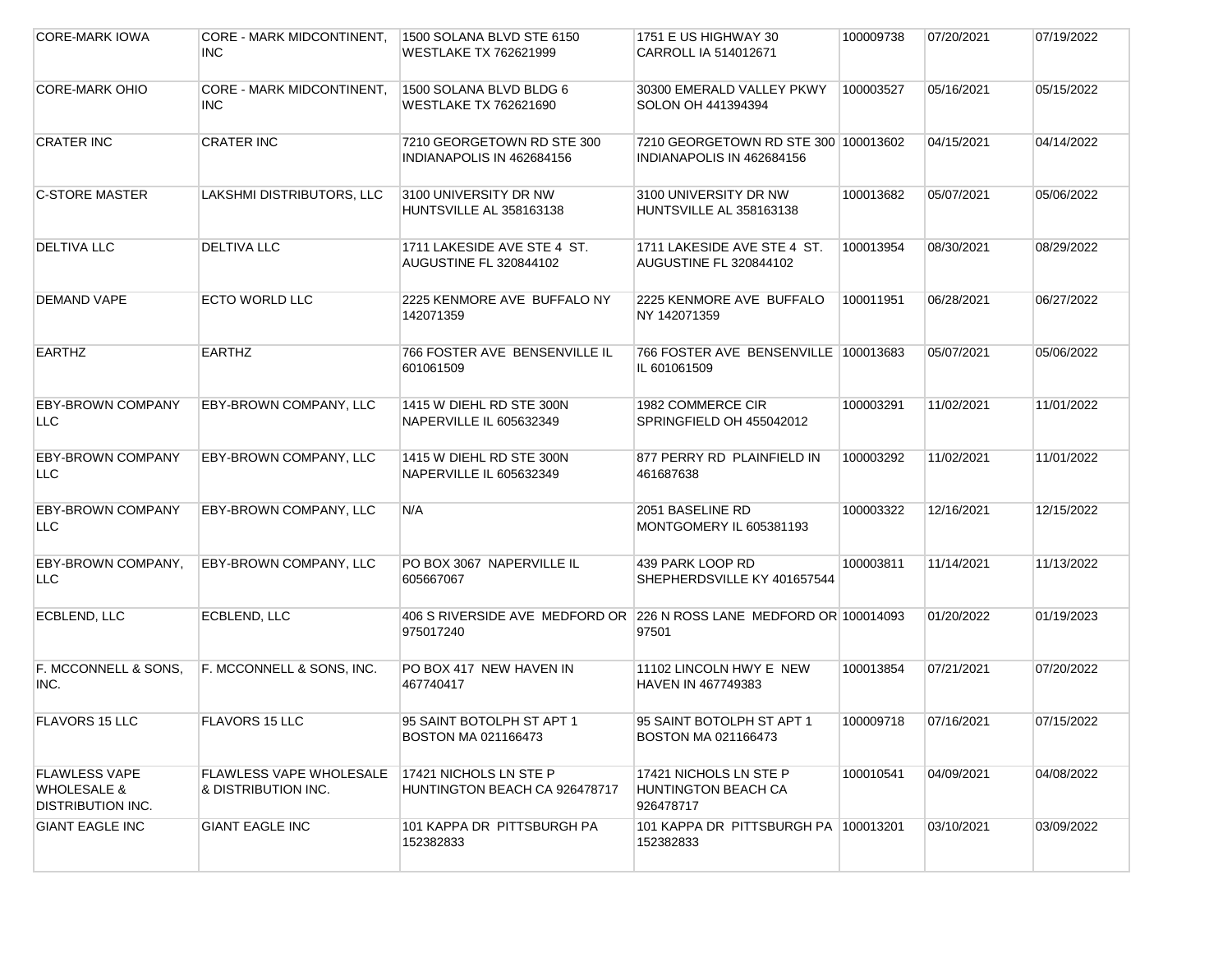| | | | | | | |
|---|---|---|---|---|---|---|
| CORE-MARK IOWA | CORE - MARK MIDCONTINENT, INC | 1500 SOLANA BLVD STE 6150 WESTLAKE TX 762621999 | 1751 E US HIGHWAY 30 CARROLL IA 514012671 | 100009738 | 07/20/2021 | 07/19/2022 |
| CORE-MARK OHIO | CORE - MARK MIDCONTINENT, INC | 1500 SOLANA BLVD BLDG 6 WESTLAKE TX 762621690 | 30300 EMERALD VALLEY PKWY SOLON OH 441394394 | 100003527 | 05/16/2021 | 05/15/2022 |
| CRATER INC | CRATER INC | 7210 GEORGETOWN RD STE 300 INDIANAPOLIS IN 462684156 | 7210 GEORGETOWN RD STE 300 INDIANAPOLIS IN 462684156 | 100013602 | 04/15/2021 | 04/14/2022 |
| C-STORE MASTER | LAKSHMI DISTRIBUTORS, LLC | 3100 UNIVERSITY DR NW HUNTSVILLE AL 358163138 | 3100 UNIVERSITY DR NW HUNTSVILLE AL 358163138 | 100013682 | 05/07/2021 | 05/06/2022 |
| DELTIVA LLC | DELTIVA LLC | 1711 LAKESIDE AVE STE 4 ST. AUGUSTINE FL 320844102 | 1711 LAKESIDE AVE STE 4 ST. AUGUSTINE FL 320844102 | 100013954 | 08/30/2021 | 08/29/2022 |
| DEMAND VAPE | ECTO WORLD LLC | 2225 KENMORE AVE BUFFALO NY 142071359 | 2225 KENMORE AVE BUFFALO NY 142071359 | 100011951 | 06/28/2021 | 06/27/2022 |
| EARTHZ | EARTHZ | 766 FOSTER AVE BENSENVILLE IL 601061509 | 766 FOSTER AVE BENSENVILLE IL 601061509 | 100013683 | 05/07/2021 | 05/06/2022 |
| EBY-BROWN COMPANY LLC | EBY-BROWN COMPANY, LLC | 1415 W DIEHL RD STE 300N NAPERVILLE IL 605632349 | 1982 COMMERCE CIR SPRINGFIELD OH 455042012 | 100003291 | 11/02/2021 | 11/01/2022 |
| EBY-BROWN COMPANY LLC | EBY-BROWN COMPANY, LLC | 1415 W DIEHL RD STE 300N NAPERVILLE IL 605632349 | 877 PERRY RD PLAINFIELD IN 461687638 | 100003292 | 11/02/2021 | 11/01/2022 |
| EBY-BROWN COMPANY LLC | EBY-BROWN COMPANY, LLC | N/A | 2051 BASELINE RD MONTGOMERY IL 605381193 | 100003322 | 12/16/2021 | 12/15/2022 |
| EBY-BROWN COMPANY, LLC | EBY-BROWN COMPANY, LLC | PO BOX 3067 NAPERVILLE IL 605667067 | 439 PARK LOOP RD SHEPHERDSVILLE KY 401657544 | 100003811 | 11/14/2021 | 11/13/2022 |
| ECBLEND, LLC | ECBLEND, LLC | 406 S RIVERSIDE AVE MEDFORD OR 975017240 | 226 N ROSS LANE MEDFORD OR 97501 | 100014093 | 01/20/2022 | 01/19/2023 |
| F. MCCONNELL & SONS, INC. | F. MCCONNELL & SONS, INC. | PO BOX 417 NEW HAVEN IN 467740417 | 11102 LINCOLN HWY E NEW HAVEN IN 467749383 | 100013854 | 07/21/2021 | 07/20/2022 |
| FLAVORS 15 LLC | FLAVORS 15 LLC | 95 SAINT BOTOLPH ST APT 1 BOSTON MA 021166473 | 95 SAINT BOTOLPH ST APT 1 BOSTON MA 021166473 | 100009718 | 07/16/2021 | 07/15/2022 |
| FLAWLESS VAPE WHOLESALE & DISTRIBUTION INC. | FLAWLESS VAPE WHOLESALE & DISTRIBUTION INC. | 17421 NICHOLS LN STE P HUNTINGTON BEACH CA 926478717 | 17421 NICHOLS LN STE P HUNTINGTON BEACH CA 926478717 | 100010541 | 04/09/2021 | 04/08/2022 |
| GIANT EAGLE INC | GIANT EAGLE INC | 101 KAPPA DR PITTSBURGH PA 152382833 | 101 KAPPA DR PITTSBURGH PA 152382833 | 100013201 | 03/10/2021 | 03/09/2022 |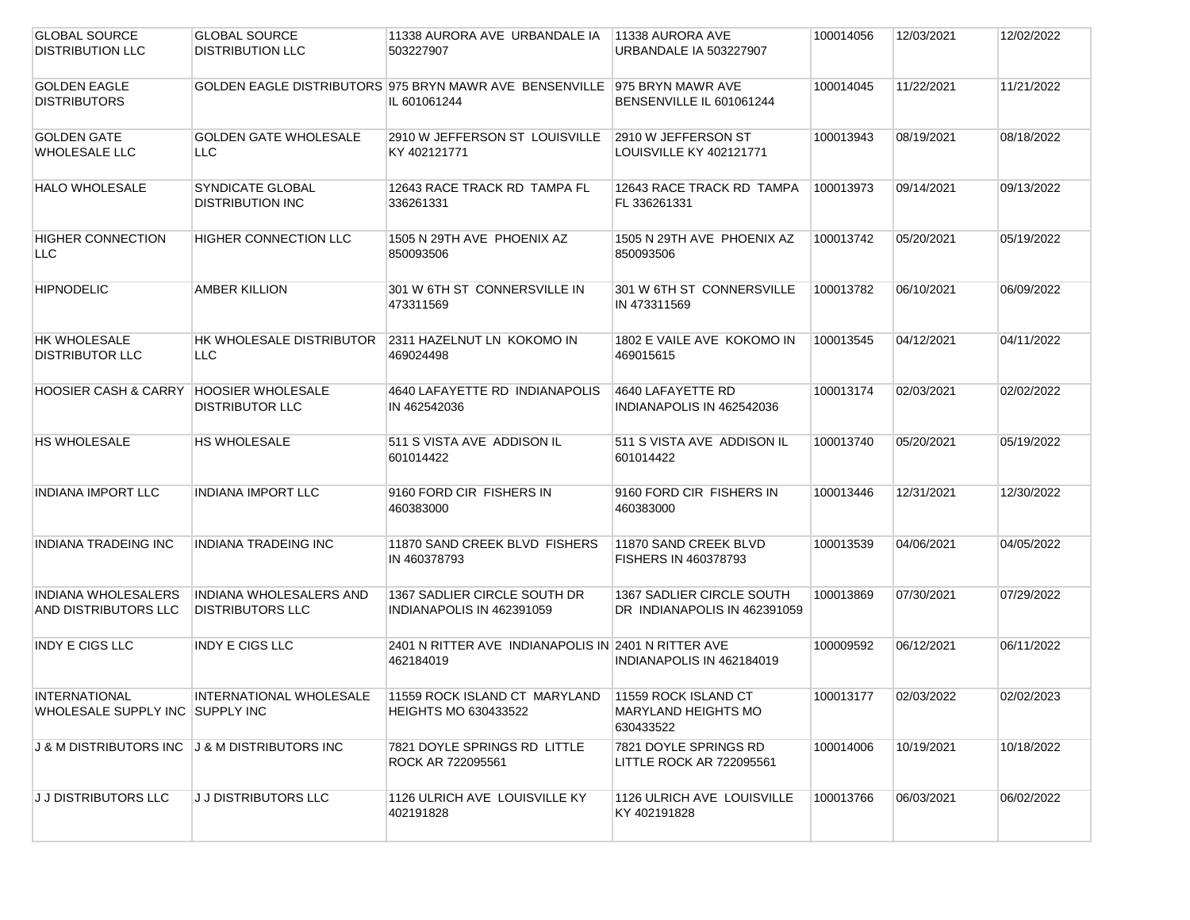| | | | | | | |
|---|---|---|---|---|---|---|
| GLOBAL SOURCE DISTRIBUTION LLC | GLOBAL SOURCE DISTRIBUTION LLC | 11338 AURORA AVE URBANDALE IA 503227907 | 11338 AURORA AVE URBANDALE IA 503227907 | 100014056 | 12/03/2021 | 12/02/2022 |
| GOLDEN EAGLE DISTRIBUTORS | GOLDEN EAGLE DISTRIBUTORS | 975 BRYN MAWR AVE BENSENVILLE IL 601061244 | 975 BRYN MAWR AVE BENSENVILLE IL 601061244 | 100014045 | 11/22/2021 | 11/21/2022 |
| GOLDEN GATE WHOLESALE LLC | GOLDEN GATE WHOLESALE LLC | 2910 W JEFFERSON ST LOUISVILLE KY 402121771 | 2910 W JEFFERSON ST LOUISVILLE KY 402121771 | 100013943 | 08/19/2021 | 08/18/2022 |
| HALO WHOLESALE | SYNDICATE GLOBAL DISTRIBUTION INC | 12643 RACE TRACK RD TAMPA FL 336261331 | 12643 RACE TRACK RD TAMPA FL 336261331 | 100013973 | 09/14/2021 | 09/13/2022 |
| HIGHER CONNECTION LLC | HIGHER CONNECTION LLC | 1505 N 29TH AVE PHOENIX AZ 850093506 | 1505 N 29TH AVE PHOENIX AZ 850093506 | 100013742 | 05/20/2021 | 05/19/2022 |
| HIPNODELIC | AMBER KILLION | 301 W 6TH ST CONNERSVILLE IN 473311569 | 301 W 6TH ST CONNERSVILLE IN 473311569 | 100013782 | 06/10/2021 | 06/09/2022 |
| HK WHOLESALE DISTRIBUTOR LLC | HK WHOLESALE DISTRIBUTOR LLC | 2311 HAZELNUT LN KOKOMO IN 469024498 | 1802 E VAILE AVE KOKOMO IN 469015615 | 100013545 | 04/12/2021 | 04/11/2022 |
| HOOSIER CASH & CARRY | HOOSIER WHOLESALE DISTRIBUTOR LLC | 4640 LAFAYETTE RD INDIANAPOLIS IN 462542036 | 4640 LAFAYETTE RD INDIANAPOLIS IN 462542036 | 100013174 | 02/03/2021 | 02/02/2022 |
| HS WHOLESALE | HS WHOLESALE | 511 S VISTA AVE ADDISON IL 601014422 | 511 S VISTA AVE ADDISON IL 601014422 | 100013740 | 05/20/2021 | 05/19/2022 |
| INDIANA IMPORT LLC | INDIANA IMPORT LLC | 9160 FORD CIR FISHERS IN 460383000 | 9160 FORD CIR FISHERS IN 460383000 | 100013446 | 12/31/2021 | 12/30/2022 |
| INDIANA TRADEING INC | INDIANA TRADEING INC | 11870 SAND CREEK BLVD FISHERS IN 460378793 | 11870 SAND CREEK BLVD FISHERS IN 460378793 | 100013539 | 04/06/2021 | 04/05/2022 |
| INDIANA WHOLESALERS AND DISTRIBUTORS LLC | INDIANA WHOLESALERS AND DISTRIBUTORS LLC | 1367 SADLIER CIRCLE SOUTH DR INDIANAPOLIS IN 462391059 | 1367 SADLIER CIRCLE SOUTH DR INDIANAPOLIS IN 462391059 | 100013869 | 07/30/2021 | 07/29/2022 |
| INDY E CIGS LLC | INDY E CIGS LLC | 2401 N RITTER AVE INDIANAPOLIS IN 462184019 | 2401 N RITTER AVE INDIANAPOLIS IN 462184019 | 100009592 | 06/12/2021 | 06/11/2022 |
| INTERNATIONAL WHOLESALE SUPPLY INC | INTERNATIONAL WHOLESALE SUPPLY INC | 11559 ROCK ISLAND CT MARYLAND HEIGHTS MO 630433522 | 11559 ROCK ISLAND CT MARYLAND HEIGHTS MO 630433522 | 100013177 | 02/03/2022 | 02/02/2023 |
| J & M DISTRIBUTORS INC | J & M DISTRIBUTORS INC | 7821 DOYLE SPRINGS RD LITTLE ROCK AR 722095561 | 7821 DOYLE SPRINGS RD LITTLE ROCK AR 722095561 | 100014006 | 10/19/2021 | 10/18/2022 |
| J J DISTRIBUTORS LLC | J J DISTRIBUTORS LLC | 1126 ULRICH AVE LOUISVILLE KY 402191828 | 1126 ULRICH AVE LOUISVILLE KY 402191828 | 100013766 | 06/03/2021 | 06/02/2022 |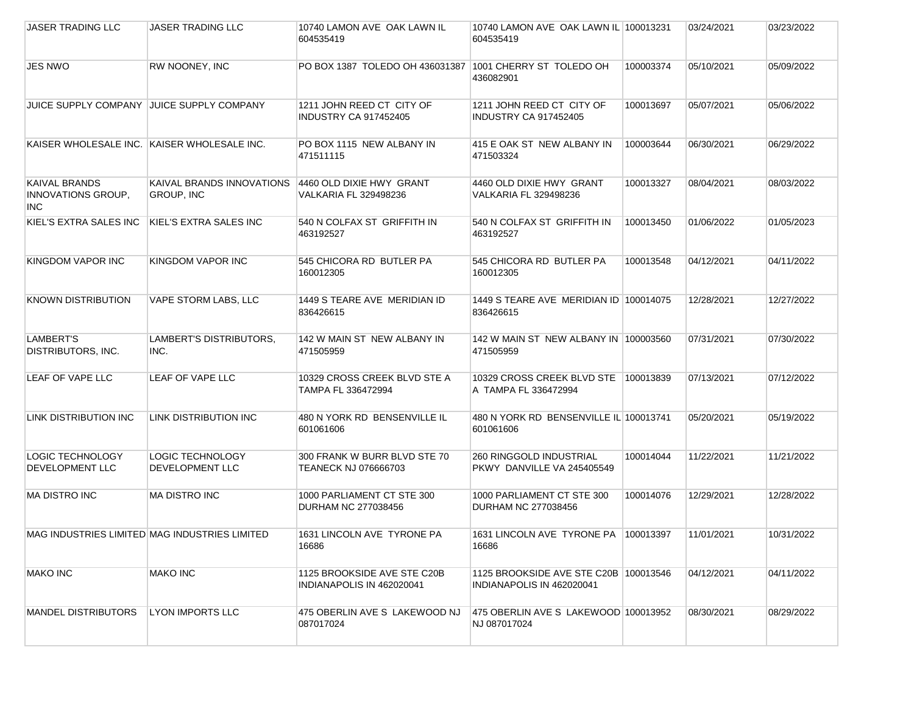| | | | | | | |
|---|---|---|---|---|---|---|
| JASER TRADING LLC | JASER TRADING LLC | 10740 LAMON AVE OAK LAWN IL 604535419 | 10740 LAMON AVE OAK LAWN IL 604535419 | 100013231 | 03/24/2021 | 03/23/2022 |
| JES NWO | RW NOONEY, INC | PO BOX 1387 TOLEDO OH 436031387 | 1001 CHERRY ST TOLEDO OH 436082901 | 100003374 | 05/10/2021 | 05/09/2022 |
| JUICE SUPPLY COMPANY | JUICE SUPPLY COMPANY | 1211 JOHN REED CT CITY OF INDUSTRY CA 917452405 | 1211 JOHN REED CT CITY OF INDUSTRY CA 917452405 | 100013697 | 05/07/2021 | 05/06/2022 |
| KAISER WHOLESALE INC. | KAISER WHOLESALE INC. | PO BOX 1115 NEW ALBANY IN 471511115 | 415 E OAK ST NEW ALBANY IN 471503324 | 100003644 | 06/30/2021 | 06/29/2022 |
| KAIVAL BRANDS INNOVATIONS GROUP, INC | KAIVAL BRANDS INNOVATIONS GROUP, INC | 4460 OLD DIXIE HWY GRANT VALKARIA FL 329498236 | 4460 OLD DIXIE HWY GRANT VALKARIA FL 329498236 | 100013327 | 08/04/2021 | 08/03/2022 |
| KIEL'S EXTRA SALES INC | KIEL'S EXTRA SALES INC | 540 N COLFAX ST GRIFFITH IN 463192527 | 540 N COLFAX ST GRIFFITH IN 463192527 | 100013450 | 01/06/2022 | 01/05/2023 |
| KINGDOM VAPOR INC | KINGDOM VAPOR INC | 545 CHICORA RD BUTLER PA 160012305 | 545 CHICORA RD BUTLER PA 160012305 | 100013548 | 04/12/2021 | 04/11/2022 |
| KNOWN DISTRIBUTION | VAPE STORM LABS, LLC | 1449 S TEARE AVE MERIDIAN ID 836426615 | 1449 S TEARE AVE MERIDIAN ID 836426615 | 100014075 | 12/28/2021 | 12/27/2022 |
| LAMBERT'S DISTRIBUTORS, INC. | LAMBERT'S DISTRIBUTORS, INC. | 142 W MAIN ST NEW ALBANY IN 471505959 | 142 W MAIN ST NEW ALBANY IN 471505959 | 100003560 | 07/31/2021 | 07/30/2022 |
| LEAF OF VAPE LLC | LEAF OF VAPE LLC | 10329 CROSS CREEK BLVD STE A TAMPA FL 336472994 | 10329 CROSS CREEK BLVD STE A TAMPA FL 336472994 | 100013839 | 07/13/2021 | 07/12/2022 |
| LINK DISTRIBUTION INC | LINK DISTRIBUTION INC | 480 N YORK RD BENSENVILLE IL 601061606 | 480 N YORK RD BENSENVILLE IL 601061606 | 100013741 | 05/20/2021 | 05/19/2022 |
| LOGIC TECHNOLOGY DEVELOPMENT LLC | LOGIC TECHNOLOGY DEVELOPMENT LLC | 300 FRANK W BURR BLVD STE 70 TEANECK NJ 076666703 | 260 RINGGOLD INDUSTRIAL PKWY DANVILLE VA 245405549 | 100014044 | 11/22/2021 | 11/21/2022 |
| MA DISTRO INC | MA DISTRO INC | 1000 PARLIAMENT CT STE 300 DURHAM NC 277038456 | 1000 PARLIAMENT CT STE 300 DURHAM NC 277038456 | 100014076 | 12/29/2021 | 12/28/2022 |
| MAG INDUSTRIES LIMITED | MAG INDUSTRIES LIMITED | 1631 LINCOLN AVE TYRONE PA 16686 | 1631 LINCOLN AVE TYRONE PA 16686 | 100013397 | 11/01/2021 | 10/31/2022 |
| MAKO INC | MAKO INC | 1125 BROOKSIDE AVE STE C20B INDIANAPOLIS IN 462020041 | 1125 BROOKSIDE AVE STE C20B INDIANAPOLIS IN 462020041 | 100013546 | 04/12/2021 | 04/11/2022 |
| MANDEL DISTRIBUTORS | LYON IMPORTS LLC | 475 OBERLIN AVE S LAKEWOOD NJ 087017024 | 475 OBERLIN AVE S LAKEWOOD NJ 087017024 | 100013952 | 08/30/2021 | 08/29/2022 |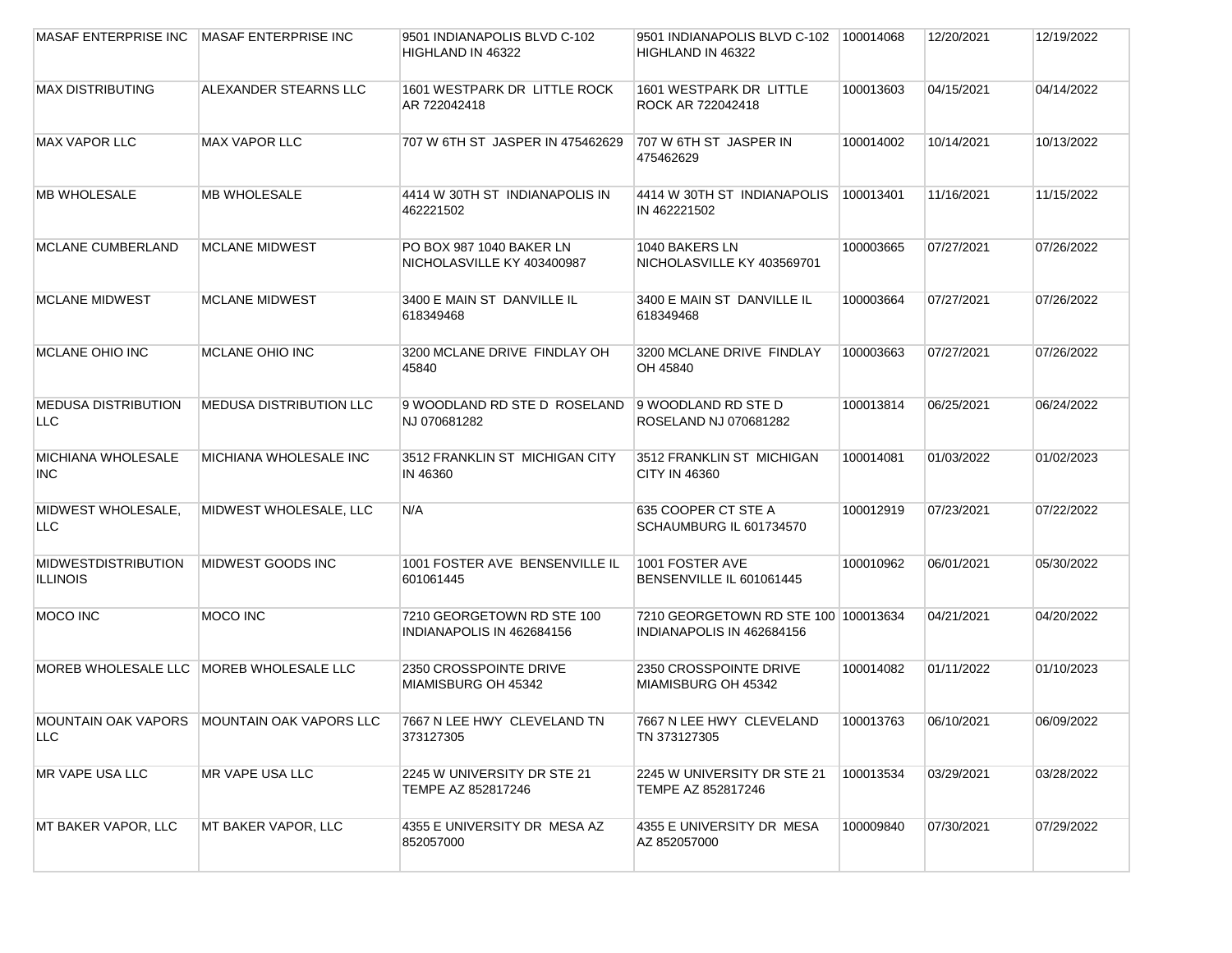| | | | | | | |
|---|---|---|---|---|---|---|
| MASAF ENTERPRISE INC | MASAF ENTERPRISE INC | 9501 INDIANAPOLIS BLVD C-102 HIGHLAND IN 46322 | 9501 INDIANAPOLIS BLVD C-102 HIGHLAND IN 46322 | 100014068 | 12/20/2021 | 12/19/2022 |
| MAX DISTRIBUTING | ALEXANDER STEARNS LLC | 1601 WESTPARK DR LITTLE ROCK AR 722042418 | 1601 WESTPARK DR LITTLE ROCK AR 722042418 | 100013603 | 04/15/2021 | 04/14/2022 |
| MAX VAPOR LLC | MAX VAPOR LLC | 707 W 6TH ST JASPER IN 475462629 | 707 W 6TH ST JASPER IN 475462629 | 100014002 | 10/14/2021 | 10/13/2022 |
| MB WHOLESALE | MB WHOLESALE | 4414 W 30TH ST INDIANAPOLIS IN 462221502 | 4414 W 30TH ST INDIANAPOLIS IN 462221502 | 100013401 | 11/16/2021 | 11/15/2022 |
| MCLANE CUMBERLAND | MCLANE MIDWEST | PO BOX 987 1040 BAKER LN NICHOLASVILLE KY 403400987 | 1040 BAKERS LN NICHOLASVILLE KY 403569701 | 100003665 | 07/27/2021 | 07/26/2022 |
| MCLANE MIDWEST | MCLANE MIDWEST | 3400 E MAIN ST DANVILLE IL 618349468 | 3400 E MAIN ST DANVILLE IL 618349468 | 100003664 | 07/27/2021 | 07/26/2022 |
| MCLANE OHIO INC | MCLANE OHIO INC | 3200 MCLANE DRIVE FINDLAY OH 45840 | 3200 MCLANE DRIVE FINDLAY OH 45840 | 100003663 | 07/27/2021 | 07/26/2022 |
| MEDUSA DISTRIBUTION LLC | MEDUSA DISTRIBUTION LLC | 9 WOODLAND RD STE D ROSELAND NJ 070681282 | 9 WOODLAND RD STE D ROSELAND NJ 070681282 | 100013814 | 06/25/2021 | 06/24/2022 |
| MICHIANA WHOLESALE INC | MICHIANA WHOLESALE INC | 3512 FRANKLIN ST MICHIGAN CITY IN 46360 | 3512 FRANKLIN ST MICHIGAN CITY IN 46360 | 100014081 | 01/03/2022 | 01/02/2023 |
| MIDWEST WHOLESALE, LLC | MIDWEST WHOLESALE, LLC | N/A | 635 COOPER CT STE A SCHAUMBURG IL 601734570 | 100012919 | 07/23/2021 | 07/22/2022 |
| MIDWESTDISTRIBUTION ILLINOIS | MIDWEST GOODS INC | 1001 FOSTER AVE BENSENVILLE IL 601061445 | 1001 FOSTER AVE BENSENVILLE IL 601061445 | 100010962 | 06/01/2021 | 05/30/2022 |
| MOCO INC | MOCO INC | 7210 GEORGETOWN RD STE 100 INDIANAPOLIS IN 462684156 | 7210 GEORGETOWN RD STE 100 INDIANAPOLIS IN 462684156 | 100013634 | 04/21/2021 | 04/20/2022 |
| MOREB WHOLESALE LLC | MOREB WHOLESALE LLC | 2350 CROSSPOINTE DRIVE MIAMISBURG OH 45342 | 2350 CROSSPOINTE DRIVE MIAMISBURG OH 45342 | 100014082 | 01/11/2022 | 01/10/2023 |
| MOUNTAIN OAK VAPORS LLC | MOUNTAIN OAK VAPORS LLC | 7667 N LEE HWY CLEVELAND TN 373127305 | 7667 N LEE HWY CLEVELAND TN 373127305 | 100013763 | 06/10/2021 | 06/09/2022 |
| MR VAPE USA LLC | MR VAPE USA LLC | 2245 W UNIVERSITY DR STE 21 TEMPE AZ 852817246 | 2245 W UNIVERSITY DR STE 21 TEMPE AZ 852817246 | 100013534 | 03/29/2021 | 03/28/2022 |
| MT BAKER VAPOR, LLC | MT BAKER VAPOR, LLC | 4355 E UNIVERSITY DR MESA AZ 852057000 | 4355 E UNIVERSITY DR MESA AZ 852057000 | 100009840 | 07/30/2021 | 07/29/2022 |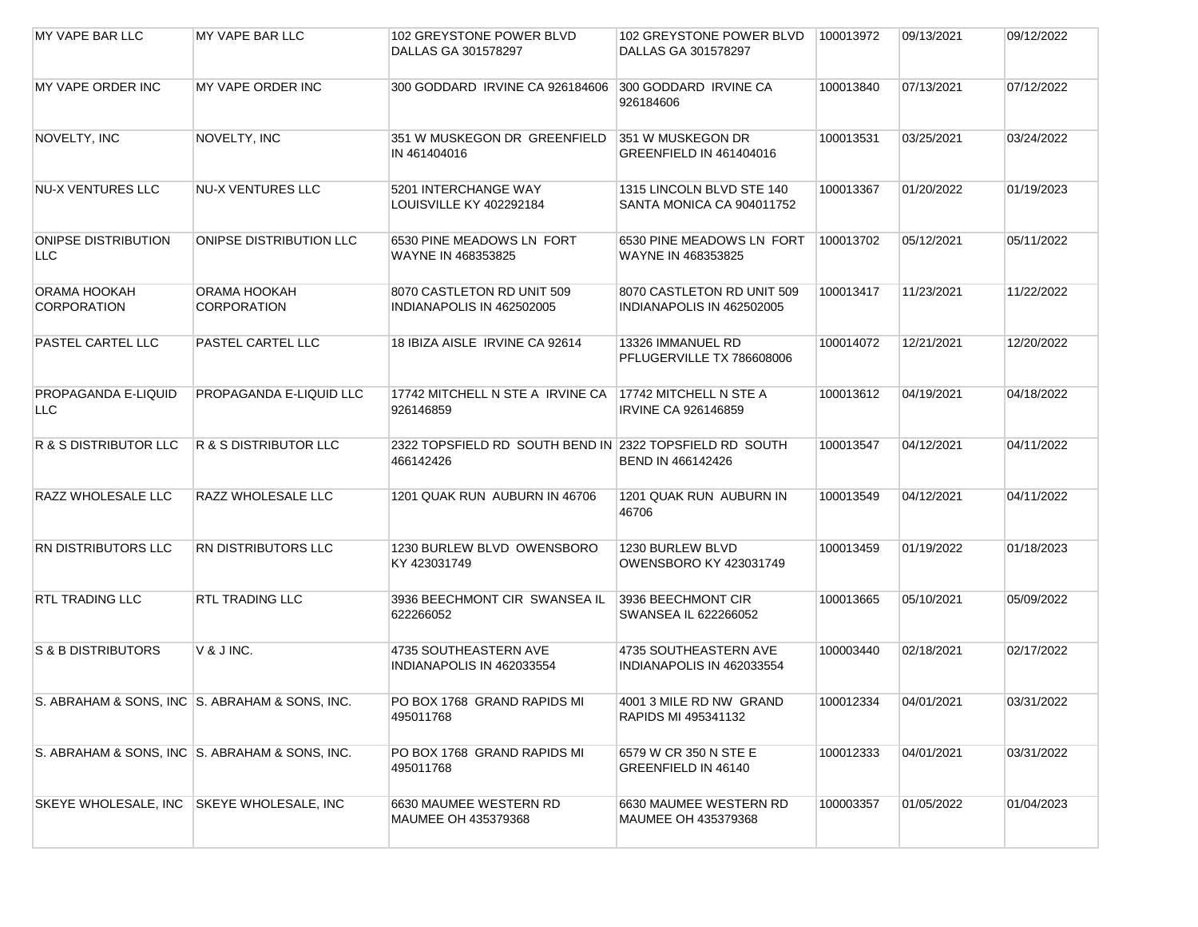| | | | | | | |
|---|---|---|---|---|---|---|
| MY VAPE BAR LLC | MY VAPE BAR LLC | 102 GREYSTONE POWER BLVD DALLAS GA 301578297 | 102 GREYSTONE POWER BLVD DALLAS GA 301578297 | 100013972 | 09/13/2021 | 09/12/2022 |
| MY VAPE ORDER INC | MY VAPE ORDER INC | 300 GODDARD IRVINE CA 926184606 | 300 GODDARD IRVINE CA 926184606 | 100013840 | 07/13/2021 | 07/12/2022 |
| NOVELTY, INC | NOVELTY, INC | 351 W MUSKEGON DR GREENFIELD IN 461404016 | 351 W MUSKEGON DR GREENFIELD IN 461404016 | 100013531 | 03/25/2021 | 03/24/2022 |
| NU-X VENTURES LLC | NU-X VENTURES LLC | 5201 INTERCHANGE WAY LOUISVILLE KY 402292184 | 1315 LINCOLN BLVD STE 140 SANTA MONICA CA 904011752 | 100013367 | 01/20/2022 | 01/19/2023 |
| ONIPSE DISTRIBUTION LLC | ONIPSE DISTRIBUTION LLC | 6530 PINE MEADOWS LN FORT WAYNE IN 468353825 | 6530 PINE MEADOWS LN FORT WAYNE IN 468353825 | 100013702 | 05/12/2021 | 05/11/2022 |
| ORAMA HOOKAH CORPORATION | ORAMA HOOKAH CORPORATION | 8070 CASTLETON RD UNIT 509 INDIANAPOLIS IN 462502005 | 8070 CASTLETON RD UNIT 509 INDIANAPOLIS IN 462502005 | 100013417 | 11/23/2021 | 11/22/2022 |
| PASTEL CARTEL LLC | PASTEL CARTEL LLC | 18 IBIZA AISLE IRVINE CA 92614 | 13326 IMMANUEL RD PFLUGERVILLE TX 786608006 | 100014072 | 12/21/2021 | 12/20/2022 |
| PROPAGANDA E-LIQUID LLC | PROPAGANDA E-LIQUID LLC | 17742 MITCHELL N STE A IRVINE CA 926146859 | 17742 MITCHELL N STE A IRVINE CA 926146859 | 100013612 | 04/19/2021 | 04/18/2022 |
| R & S DISTRIBUTOR LLC | R & S DISTRIBUTOR LLC | 2322 TOPSFIELD RD SOUTH BEND IN 466142426 | 2322 TOPSFIELD RD SOUTH BEND IN 466142426 | 100013547 | 04/12/2021 | 04/11/2022 |
| RAZZ WHOLESALE LLC | RAZZ WHOLESALE LLC | 1201 QUAK RUN AUBURN IN 46706 | 1201 QUAK RUN AUBURN IN 46706 | 100013549 | 04/12/2021 | 04/11/2022 |
| RN DISTRIBUTORS LLC | RN DISTRIBUTORS LLC | 1230 BURLEW BLVD OWENSBORO KY 423031749 | 1230 BURLEW BLVD OWENSBORO KY 423031749 | 100013459 | 01/19/2022 | 01/18/2023 |
| RTL TRADING LLC | RTL TRADING LLC | 3936 BEECHMONT CIR SWANSEA IL 622266052 | 3936 BEECHMONT CIR SWANSEA IL 622266052 | 100013665 | 05/10/2021 | 05/09/2022 |
| S & B DISTRIBUTORS | V & J INC. | 4735 SOUTHEASTERN AVE INDIANAPOLIS IN 462033554 | 4735 SOUTHEASTERN AVE INDIANAPOLIS IN 462033554 | 100003440 | 02/18/2021 | 02/17/2022 |
| S. ABRAHAM & SONS, INC | S. ABRAHAM & SONS, INC. | PO BOX 1768 GRAND RAPIDS MI 495011768 | 4001 3 MILE RD NW GRAND RAPIDS MI 495341132 | 100012334 | 04/01/2021 | 03/31/2022 |
| S. ABRAHAM & SONS, INC | S. ABRAHAM & SONS, INC. | PO BOX 1768 GRAND RAPIDS MI 495011768 | 6579 W CR 350 N STE E GREENFIELD IN 46140 | 100012333 | 04/01/2021 | 03/31/2022 |
| SKEYE WHOLESALE, INC | SKEYE WHOLESALE, INC | 6630 MAUMEE WESTERN RD MAUMEE OH 435379368 | 6630 MAUMEE WESTERN RD MAUMEE OH 435379368 | 100003357 | 01/05/2022 | 01/04/2023 |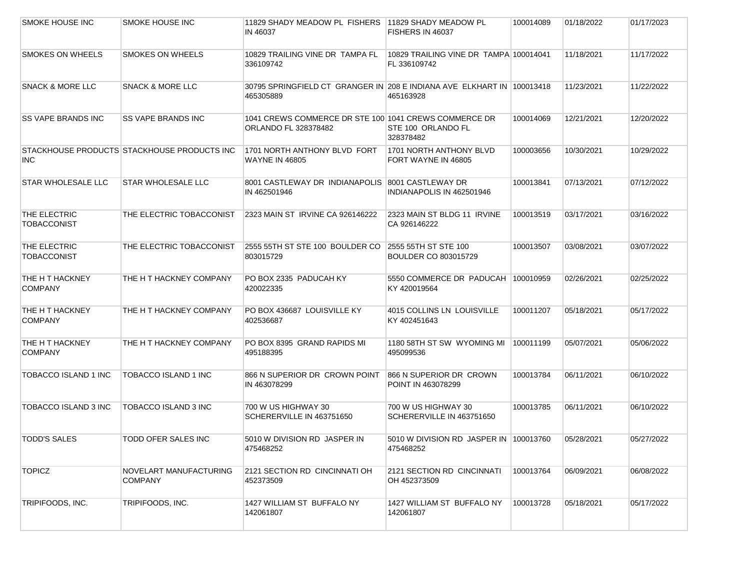| | | | | | | |
|---|---|---|---|---|---|---|
| SMOKE HOUSE INC | SMOKE HOUSE INC | 11829 SHADY MEADOW PL FISHERS IN 46037 | 11829 SHADY MEADOW PL FISHERS IN 46037 | 100014089 | 01/18/2022 | 01/17/2023 |
| SMOKES ON WHEELS | SMOKES ON WHEELS | 10829 TRAILING VINE DR TAMPA FL 336109742 | 10829 TRAILING VINE DR TAMPA FL 336109742 | 100014041 | 11/18/2021 | 11/17/2022 |
| SNACK & MORE LLC | SNACK & MORE LLC | 30795 SPRINGFIELD CT GRANGER IN 465305889 | 208 E INDIANA AVE ELKHART IN 465163928 | 100013418 | 11/23/2021 | 11/22/2022 |
| SS VAPE BRANDS INC | SS VAPE BRANDS INC | 1041 CREWS COMMERCE DR STE 100 ORLANDO FL 328378482 | 1041 CREWS COMMERCE DR STE 100 ORLANDO FL 328378482 | 100014069 | 12/21/2021 | 12/20/2022 |
| STACKHOUSE PRODUCTS INC | STACKHOUSE PRODUCTS INC | 1701 NORTH ANTHONY BLVD FORT WAYNE IN 46805 | 1701 NORTH ANTHONY BLVD FORT WAYNE IN 46805 | 100003656 | 10/30/2021 | 10/29/2022 |
| STAR WHOLESALE LLC | STAR WHOLESALE LLC | 8001 CASTLEWAY DR INDIANAPOLIS IN 462501946 | 8001 CASTLEWAY DR INDIANAPOLIS IN 462501946 | 100013841 | 07/13/2021 | 07/12/2022 |
| THE ELECTRIC TOBACCONIST | THE ELECTRIC TOBACCONIST | 2323 MAIN ST IRVINE CA 926146222 | 2323 MAIN ST BLDG 11 IRVINE CA 926146222 | 100013519 | 03/17/2021 | 03/16/2022 |
| THE ELECTRIC TOBACCONIST | THE ELECTRIC TOBACCONIST | 2555 55TH ST STE 100 BOULDER CO 803015729 | 2555 55TH ST STE 100 BOULDER CO 803015729 | 100013507 | 03/08/2021 | 03/07/2022 |
| THE H T HACKNEY COMPANY | THE H T HACKNEY COMPANY | PO BOX 2335 PADUCAH KY 420022335 | 5550 COMMERCE DR PADUCAH KY 420019564 | 100010959 | 02/26/2021 | 02/25/2022 |
| THE H T HACKNEY COMPANY | THE H T HACKNEY COMPANY | PO BOX 436687 LOUISVILLE KY 402536687 | 4015 COLLINS LN LOUISVILLE KY 402451643 | 100011207 | 05/18/2021 | 05/17/2022 |
| THE H T HACKNEY COMPANY | THE H T HACKNEY COMPANY | PO BOX 8395 GRAND RAPIDS MI 495188395 | 1180 58TH ST SW WYOMING MI 495099536 | 100011199 | 05/07/2021 | 05/06/2022 |
| TOBACCO ISLAND 1 INC | TOBACCO ISLAND 1 INC | 866 N SUPERIOR DR CROWN POINT IN 463078299 | 866 N SUPERIOR DR CROWN POINT IN 463078299 | 100013784 | 06/11/2021 | 06/10/2022 |
| TOBACCO ISLAND 3 INC | TOBACCO ISLAND 3 INC | 700 W US HIGHWAY 30 SCHERERVILLE IN 463751650 | 700 W US HIGHWAY 30 SCHERERVILLE IN 463751650 | 100013785 | 06/11/2021 | 06/10/2022 |
| TODD'S SALES | TODD OFER SALES INC | 5010 W DIVISION RD JASPER IN 475468252 | 5010 W DIVISION RD JASPER IN 475468252 | 100013760 | 05/28/2021 | 05/27/2022 |
| TOPICZ | NOVELART MANUFACTURING COMPANY | 2121 SECTION RD CINCINNATI OH 452373509 | 2121 SECTION RD CINCINNATI OH 452373509 | 100013764 | 06/09/2021 | 06/08/2022 |
| TRIPIFOODS, INC. | TRIPIFOODS, INC. | 1427 WILLIAM ST BUFFALO NY 142061807 | 1427 WILLIAM ST BUFFALO NY 142061807 | 100013728 | 05/18/2021 | 05/17/2022 |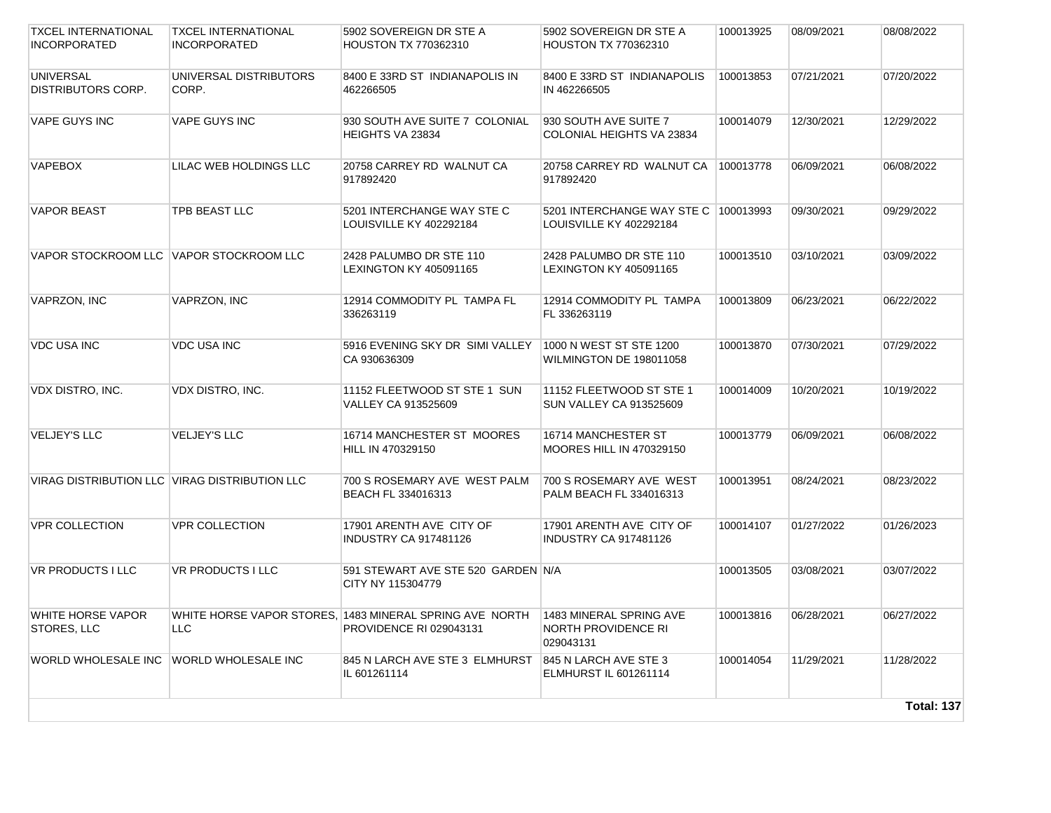| | | | | | | |
|---|---|---|---|---|---|---|
| TXCEL INTERNATIONAL INCORPORATED | TXCEL INTERNATIONAL INCORPORATED | 5902 SOVEREIGN DR STE A HOUSTON TX 770362310 | 5902 SOVEREIGN DR STE A HOUSTON TX 770362310 | 100013925 | 08/09/2021 | 08/08/2022 |
| UNIVERSAL DISTRIBUTORS CORP. | UNIVERSAL DISTRIBUTORS CORP. | 8400 E 33RD ST INDIANAPOLIS IN 462266505 | 8400 E 33RD ST INDIANAPOLIS IN 462266505 | 100013853 | 07/21/2021 | 07/20/2022 |
| VAPE GUYS INC | VAPE GUYS INC | 930 SOUTH AVE SUITE 7 COLONIAL HEIGHTS VA 23834 | 930 SOUTH AVE SUITE 7 COLONIAL HEIGHTS VA 23834 | 100014079 | 12/30/2021 | 12/29/2022 |
| VAPEBOX | LILAC WEB HOLDINGS LLC | 20758 CARREY RD WALNUT CA 917892420 | 20758 CARREY RD WALNUT CA 917892420 | 100013778 | 06/09/2021 | 06/08/2022 |
| VAPOR BEAST | TPB BEAST LLC | 5201 INTERCHANGE WAY STE C LOUISVILLE KY 402292184 | 5201 INTERCHANGE WAY STE C LOUISVILLE KY 402292184 | 100013993 | 09/30/2021 | 09/29/2022 |
| VAPOR STOCKROOM LLC | VAPOR STOCKROOM LLC | 2428 PALUMBO DR STE 110 LEXINGTON KY 405091165 | 2428 PALUMBO DR STE 110 LEXINGTON KY 405091165 | 100013510 | 03/10/2021 | 03/09/2022 |
| VAPRZON, INC | VAPRZON, INC | 12914 COMMODITY PL TAMPA FL 336263119 | 12914 COMMODITY PL TAMPA FL 336263119 | 100013809 | 06/23/2021 | 06/22/2022 |
| VDC USA INC | VDC USA INC | 5916 EVENING SKY DR SIMI VALLEY CA 930636309 | 1000 N WEST ST STE 1200 WILMINGTON DE 198011058 | 100013870 | 07/30/2021 | 07/29/2022 |
| VDX DISTRO, INC. | VDX DISTRO, INC. | 11152 FLEETWOOD ST STE 1 SUN VALLEY CA 913525609 | 11152 FLEETWOOD ST STE 1 SUN VALLEY CA 913525609 | 100014009 | 10/20/2021 | 10/19/2022 |
| VELJEY'S LLC | VELJEY'S LLC | 16714 MANCHESTER ST MOORES HILL IN 470329150 | 16714 MANCHESTER ST MOORES HILL IN 470329150 | 100013779 | 06/09/2021 | 06/08/2022 |
| VIRAG DISTRIBUTION LLC | VIRAG DISTRIBUTION LLC | 700 S ROSEMARY AVE WEST PALM BEACH FL 334016313 | 700 S ROSEMARY AVE WEST PALM BEACH FL 334016313 | 100013951 | 08/24/2021 | 08/23/2022 |
| VPR COLLECTION | VPR COLLECTION | 17901 ARENTH AVE CITY OF INDUSTRY CA 917481126 | 17901 ARENTH AVE CITY OF INDUSTRY CA 917481126 | 100014107 | 01/27/2022 | 01/26/2023 |
| VR PRODUCTS I LLC | VR PRODUCTS I LLC | 591 STEWART AVE STE 520 GARDEN CITY NY 115304779 | N/A | 100013505 | 03/08/2021 | 03/07/2022 |
| WHITE HORSE VAPOR STORES, LLC | WHITE HORSE VAPOR STORES, LLC | 1483 MINERAL SPRING AVE NORTH PROVIDENCE RI 029043131 | 1483 MINERAL SPRING AVE NORTH PROVIDENCE RI 029043131 | 100013816 | 06/28/2021 | 06/27/2022 |
| WORLD WHOLESALE INC | WORLD WHOLESALE INC | 845 N LARCH AVE STE 3 ELMHURST IL 601261114 | 845 N LARCH AVE STE 3 ELMHURST IL 601261114 | 100014054 | 11/29/2021 | 11/28/2022 |
| | | | | | | **Total: 137** |